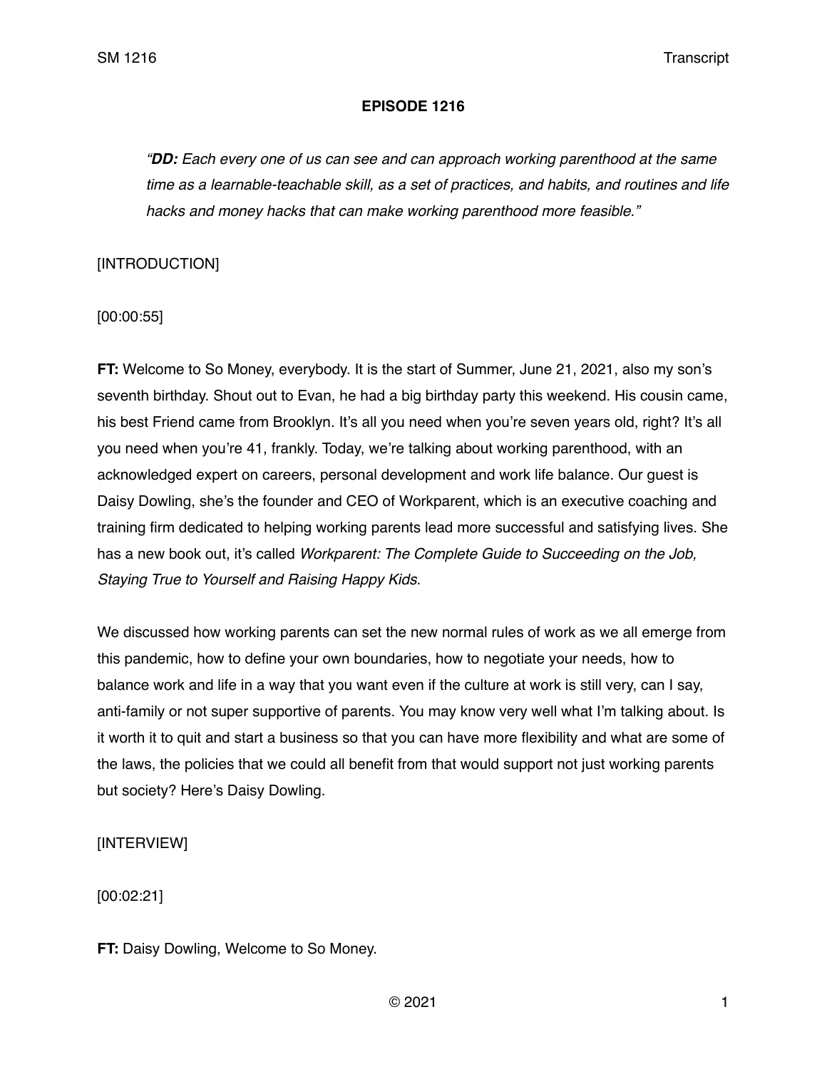**EPISODE 1216**

> *"**DD:** Each every one of us can see and can approach working parenthood at the same time as a learnable-teachable skill, as a set of practices, and habits, and routines and life hacks and money hacks that can make working parenthood more feasible."*

[INTRODUCTION]

[00:00:55]

**FT:** Welcome to So Money, everybody. It is the start of Summer, June 21, 2021, also my son's seventh birthday. Shout out to Evan, he had a big birthday party this weekend. His cousin came, his best Friend came from Brooklyn. It's all you need when you're seven years old, right? It's all you need when you're 41, frankly. Today, we're talking about working parenthood, with an acknowledged expert on careers, personal development and work life balance. Our guest is Daisy Dowling, she's the founder and CEO of Workparent, which is an executive coaching and training firm dedicated to helping working parents lead more successful and satisfying lives. She has a new book out, it's called *Workparent: The Complete Guide to Succeeding on the Job, Staying True to Yourself and Raising Happy Kids*.

We discussed how working parents can set the new normal rules of work as we all emerge from this pandemic, how to define your own boundaries, how to negotiate your needs, how to balance work and life in a way that you want even if the culture at work is still very, can I say, anti-family or not super supportive of parents. You may know very well what I'm talking about. Is it worth it to quit and start a business so that you can have more flexibility and what are some of the laws, the policies that we could all benefit from that would support not just working parents but society? Here's Daisy Dowling.

[INTERVIEW]

[00:02:21]

**FT:** Daisy Dowling, Welcome to So Money.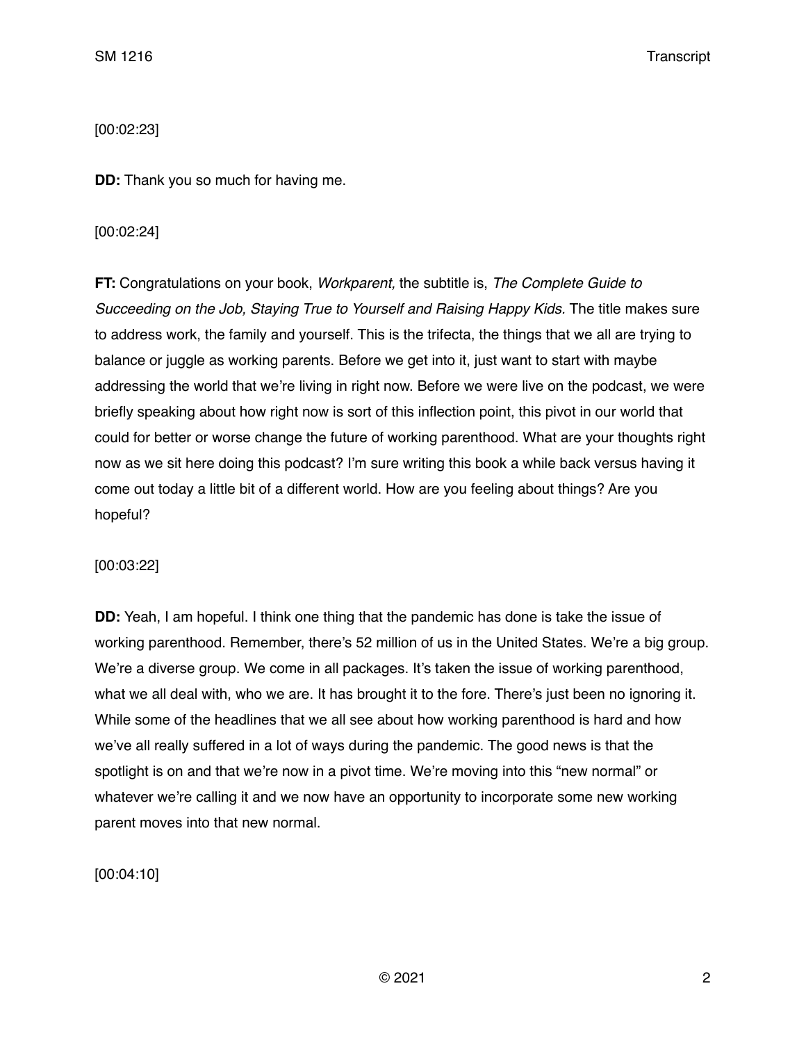[00:02:23]

**DD:** Thank you so much for having me.

[00:02:24]

**FT:** Congratulations on your book, *Workparent,* the subtitle is, *The Complete Guide to Succeeding on the Job, Staying True to Yourself and Raising Happy Kids.* The title makes sure to address work, the family and yourself. This is the trifecta, the things that we all are trying to balance or juggle as working parents. Before we get into it, just want to start with maybe addressing the world that we're living in right now. Before we were live on the podcast, we were briefly speaking about how right now is sort of this inflection point, this pivot in our world that could for better or worse change the future of working parenthood. What are your thoughts right now as we sit here doing this podcast? I'm sure writing this book a while back versus having it come out today a little bit of a different world. How are you feeling about things? Are you hopeful?

[00:03:22]

**DD:** Yeah, I am hopeful. I think one thing that the pandemic has done is take the issue of working parenthood. Remember, there's 52 million of us in the United States. We're a big group. We're a diverse group. We come in all packages. It's taken the issue of working parenthood, what we all deal with, who we are. It has brought it to the fore. There's just been no ignoring it. While some of the headlines that we all see about how working parenthood is hard and how we've all really suffered in a lot of ways during the pandemic. The good news is that the spotlight is on and that we're now in a pivot time. We're moving into this "new normal" or whatever we're calling it and we now have an opportunity to incorporate some new working parent moves into that new normal.

[00:04:10]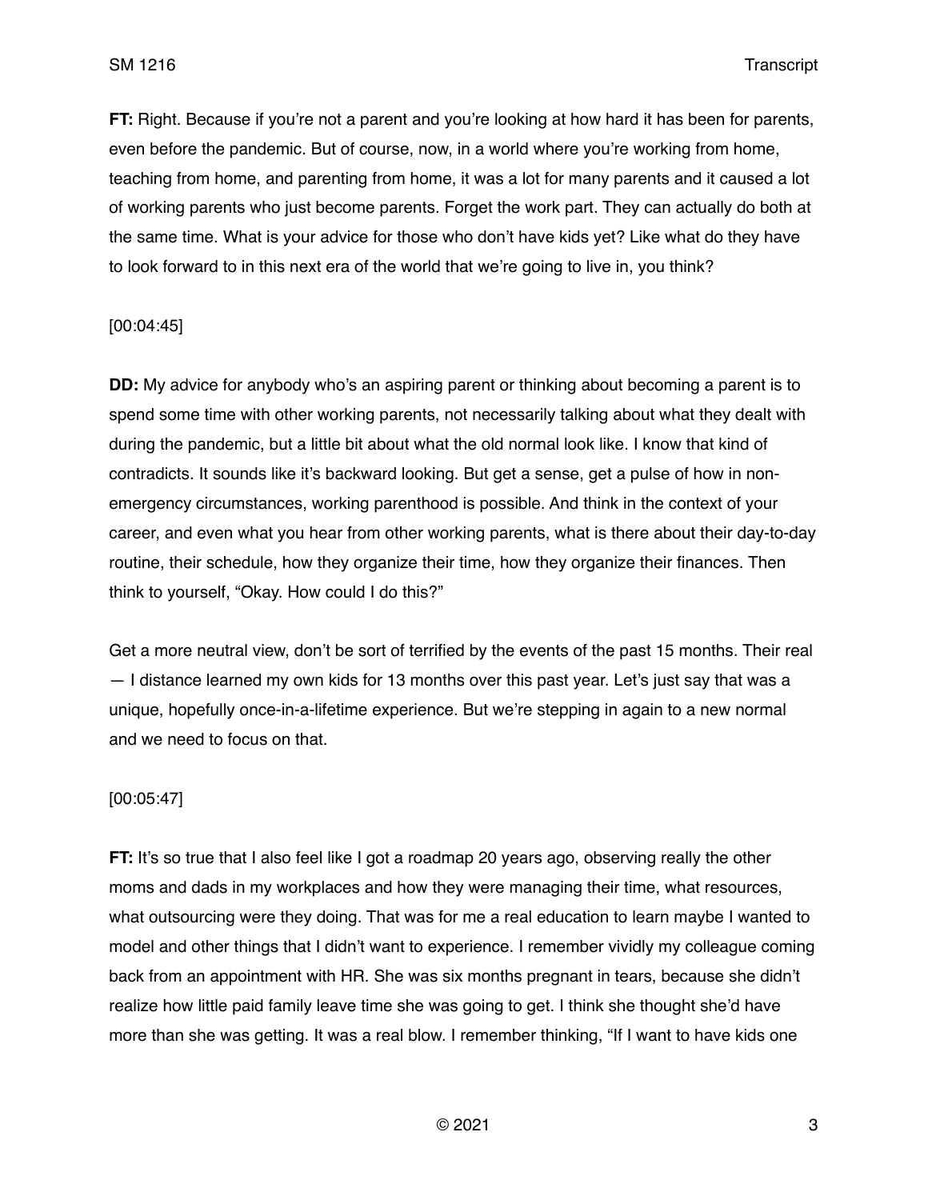**FT:** Right. Because if you're not a parent and you're looking at how hard it has been for parents, even before the pandemic. But of course, now, in a world where you're working from home, teaching from home, and parenting from home, it was a lot for many parents and it caused a lot of working parents who just become parents. Forget the work part. They can actually do both at the same time. What is your advice for those who don't have kids yet? Like what do they have to look forward to in this next era of the world that we're going to live in, you think?

[00:04:45]

**DD:** My advice for anybody who's an aspiring parent or thinking about becoming a parent is to spend some time with other working parents, not necessarily talking about what they dealt with during the pandemic, but a little bit about what the old normal look like. I know that kind of contradicts. It sounds like it's backward looking. But get a sense, get a pulse of how in non-emergency circumstances, working parenthood is possible. And think in the context of your career, and even what you hear from other working parents, what is there about their day-to-day routine, their schedule, how they organize their time, how they organize their finances. Then think to yourself, "Okay. How could I do this?"

Get a more neutral view, don't be sort of terrified by the events of the past 15 months. Their real — I distance learned my own kids for 13 months over this past year. Let's just say that was a unique, hopefully once-in-a-lifetime experience. But we're stepping in again to a new normal and we need to focus on that.

[00:05:47]

**FT:** It's so true that I also feel like I got a roadmap 20 years ago, observing really the other moms and dads in my workplaces and how they were managing their time, what resources, what outsourcing were they doing. That was for me a real education to learn maybe I wanted to model and other things that I didn't want to experience. I remember vividly my colleague coming back from an appointment with HR. She was six months pregnant in tears, because she didn't realize how little paid family leave time she was going to get. I think she thought she'd have more than she was getting. It was a real blow. I remember thinking, "If I want to have kids one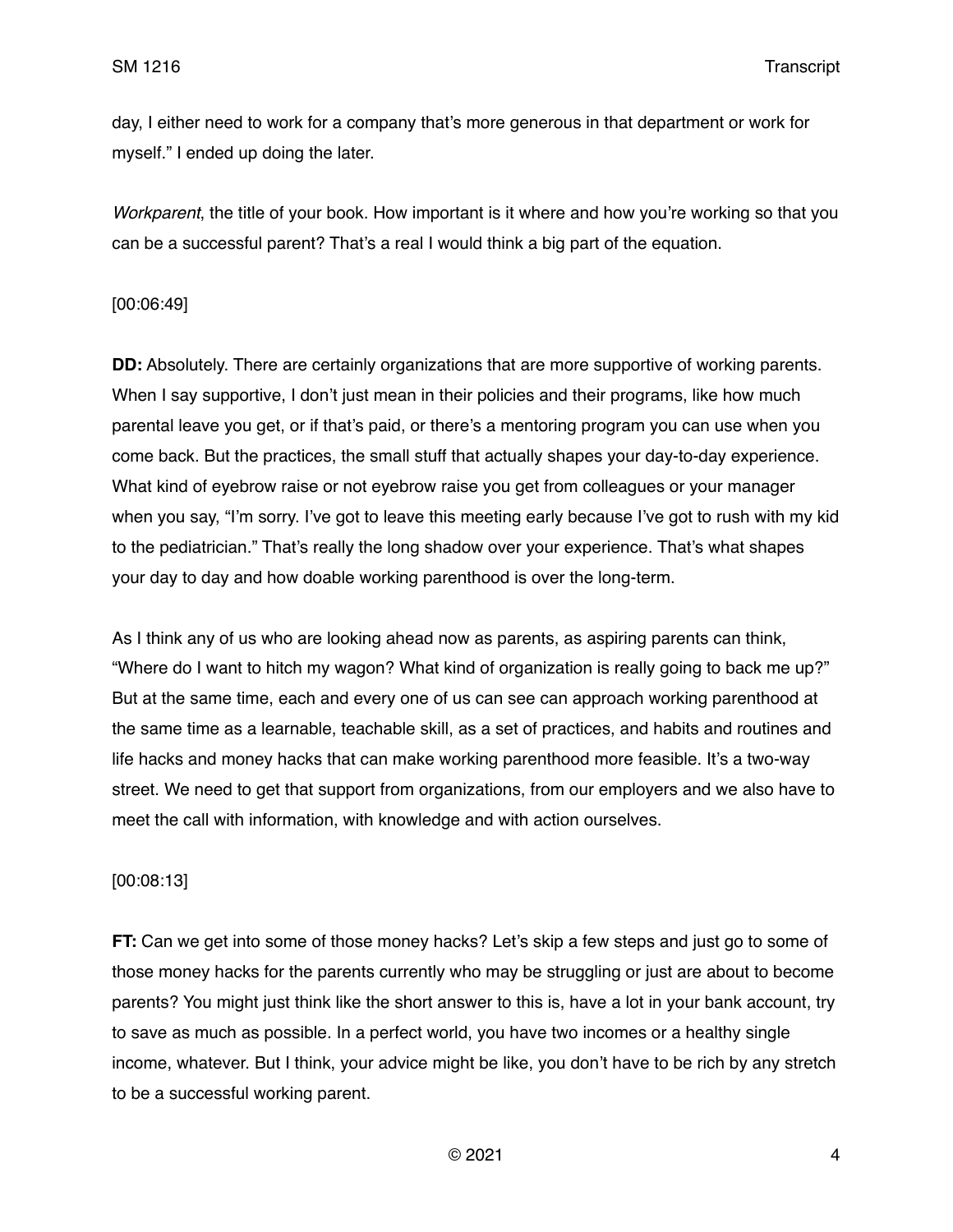day, I either need to work for a company that's more generous in that department or work for myself." I ended up doing the later.

*Workparent*, the title of your book. How important is it where and how you're working so that you can be a successful parent? That's a real I would think a big part of the equation.

[00:06:49]

**DD:** Absolutely. There are certainly organizations that are more supportive of working parents. When I say supportive, I don't just mean in their policies and their programs, like how much parental leave you get, or if that's paid, or there's a mentoring program you can use when you come back. But the practices, the small stuff that actually shapes your day-to-day experience. What kind of eyebrow raise or not eyebrow raise you get from colleagues or your manager when you say, "I'm sorry. I've got to leave this meeting early because I've got to rush with my kid to the pediatrician." That's really the long shadow over your experience. That's what shapes your day to day and how doable working parenthood is over the long-term.

As I think any of us who are looking ahead now as parents, as aspiring parents can think, "Where do I want to hitch my wagon? What kind of organization is really going to back me up?" But at the same time, each and every one of us can see can approach working parenthood at the same time as a learnable, teachable skill, as a set of practices, and habits and routines and life hacks and money hacks that can make working parenthood more feasible. It's a two-way street. We need to get that support from organizations, from our employers and we also have to meet the call with information, with knowledge and with action ourselves.

[00:08:13]

**FT:** Can we get into some of those money hacks? Let's skip a few steps and just go to some of those money hacks for the parents currently who may be struggling or just are about to become parents? You might just think like the short answer to this is, have a lot in your bank account, try to save as much as possible. In a perfect world, you have two incomes or a healthy single income, whatever. But I think, your advice might be like, you don't have to be rich by any stretch to be a successful working parent.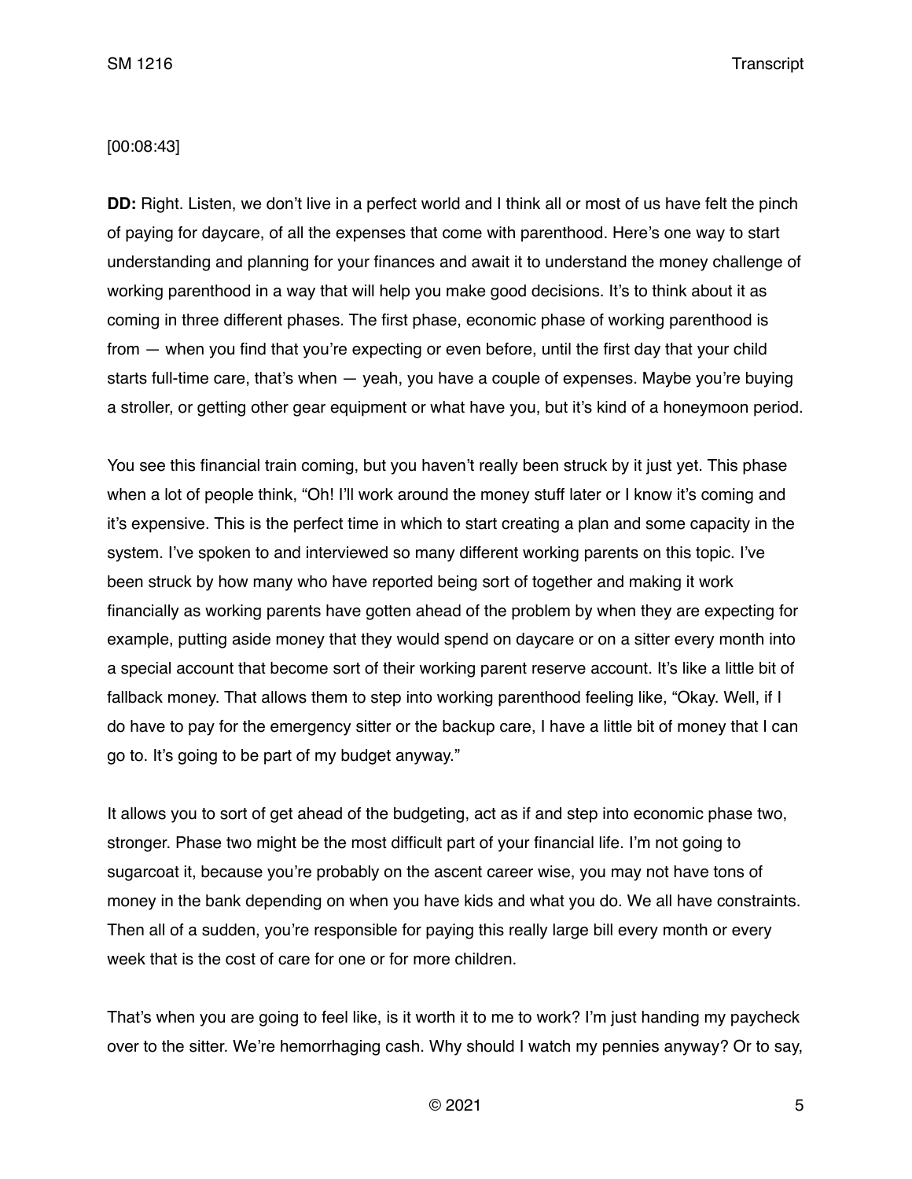[00:08:43]

**DD:** Right. Listen, we don't live in a perfect world and I think all or most of us have felt the pinch of paying for daycare, of all the expenses that come with parenthood. Here's one way to start understanding and planning for your finances and await it to understand the money challenge of working parenthood in a way that will help you make good decisions. It's to think about it as coming in three different phases. The first phase, economic phase of working parenthood is from — when you find that you're expecting or even before, until the first day that your child starts full-time care, that's when — yeah, you have a couple of expenses. Maybe you're buying a stroller, or getting other gear equipment or what have you, but it's kind of a honeymoon period.

You see this financial train coming, but you haven't really been struck by it just yet. This phase when a lot of people think, "Oh! I'll work around the money stuff later or I know it's coming and it's expensive. This is the perfect time in which to start creating a plan and some capacity in the system. I've spoken to and interviewed so many different working parents on this topic. I've been struck by how many who have reported being sort of together and making it work financially as working parents have gotten ahead of the problem by when they are expecting for example, putting aside money that they would spend on daycare or on a sitter every month into a special account that become sort of their working parent reserve account. It's like a little bit of fallback money. That allows them to step into working parenthood feeling like, "Okay. Well, if I do have to pay for the emergency sitter or the backup care, I have a little bit of money that I can go to. It's going to be part of my budget anyway."

It allows you to sort of get ahead of the budgeting, act as if and step into economic phase two, stronger. Phase two might be the most difficult part of your financial life. I'm not going to sugarcoat it, because you're probably on the ascent career wise, you may not have tons of money in the bank depending on when you have kids and what you do. We all have constraints. Then all of a sudden, you're responsible for paying this really large bill every month or every week that is the cost of care for one or for more children.

That's when you are going to feel like, is it worth it to me to work? I'm just handing my paycheck over to the sitter. We're hemorrhaging cash. Why should I watch my pennies anyway? Or to say,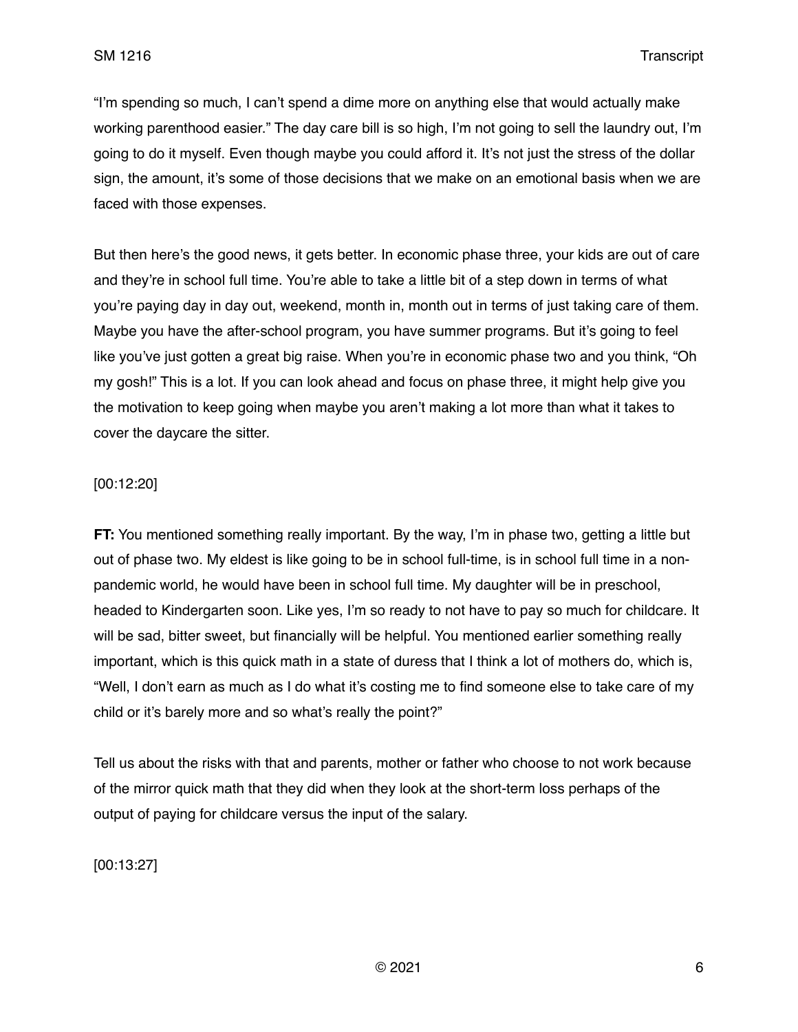"I'm spending so much, I can't spend a dime more on anything else that would actually make working parenthood easier." The day care bill is so high, I'm not going to sell the laundry out, I'm going to do it myself. Even though maybe you could afford it. It's not just the stress of the dollar sign, the amount, it's some of those decisions that we make on an emotional basis when we are faced with those expenses.

But then here's the good news, it gets better. In economic phase three, your kids are out of care and they're in school full time. You're able to take a little bit of a step down in terms of what you're paying day in day out, weekend, month in, month out in terms of just taking care of them. Maybe you have the after-school program, you have summer programs. But it's going to feel like you've just gotten a great big raise. When you're in economic phase two and you think, "Oh my gosh!" This is a lot. If you can look ahead and focus on phase three, it might help give you the motivation to keep going when maybe you aren't making a lot more than what it takes to cover the daycare the sitter.

[00:12:20]

**FT:** You mentioned something really important. By the way, I'm in phase two, getting a little but out of phase two. My eldest is like going to be in school full-time, is in school full time in a non-pandemic world, he would have been in school full time. My daughter will be in preschool, headed to Kindergarten soon. Like yes, I'm so ready to not have to pay so much for childcare. It will be sad, bitter sweet, but financially will be helpful. You mentioned earlier something really important, which is this quick math in a state of duress that I think a lot of mothers do, which is, "Well, I don't earn as much as I do what it's costing me to find someone else to take care of my child or it's barely more and so what's really the point?"

Tell us about the risks with that and parents, mother or father who choose to not work because of the mirror quick math that they did when they look at the short-term loss perhaps of the output of paying for childcare versus the input of the salary.

[00:13:27]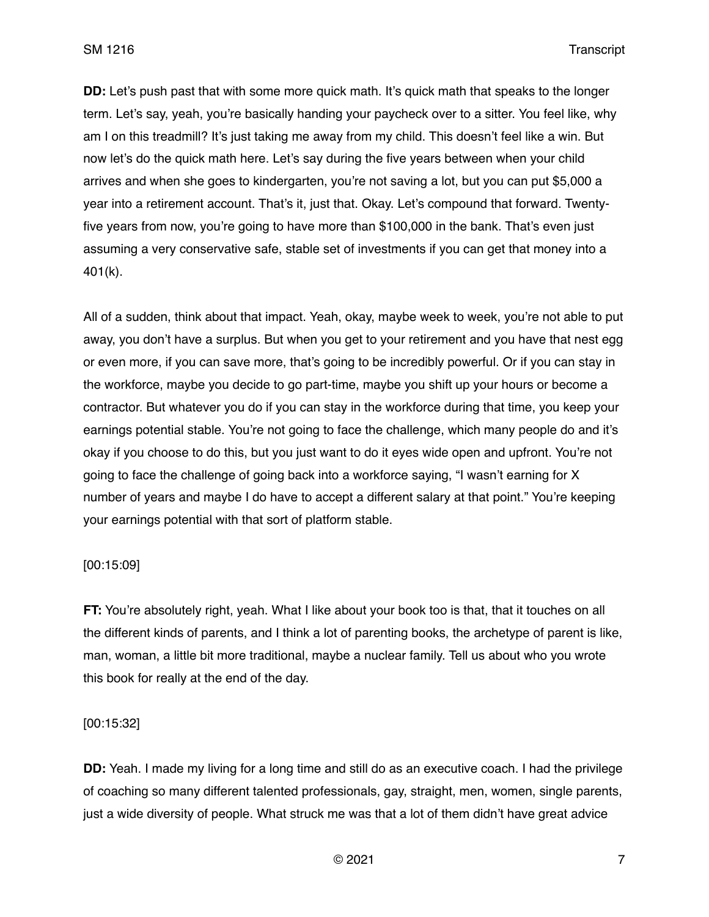**DD:** Let's push past that with some more quick math. It's quick math that speaks to the longer term. Let's say, yeah, you're basically handing your paycheck over to a sitter. You feel like, why am I on this treadmill? It's just taking me away from my child. This doesn't feel like a win. But now let's do the quick math here. Let's say during the five years between when your child arrives and when she goes to kindergarten, you're not saving a lot, but you can put $5,000 a year into a retirement account. That's it, just that. Okay. Let's compound that forward. Twenty-five years from now, you're going to have more than $100,000 in the bank. That's even just assuming a very conservative safe, stable set of investments if you can get that money into a 401(k).

All of a sudden, think about that impact. Yeah, okay, maybe week to week, you're not able to put away, you don't have a surplus. But when you get to your retirement and you have that nest egg or even more, if you can save more, that's going to be incredibly powerful. Or if you can stay in the workforce, maybe you decide to go part-time, maybe you shift up your hours or become a contractor. But whatever you do if you can stay in the workforce during that time, you keep your earnings potential stable. You're not going to face the challenge, which many people do and it's okay if you choose to do this, but you just want to do it eyes wide open and upfront. You're not going to face the challenge of going back into a workforce saying, "I wasn't earning for X number of years and maybe I do have to accept a different salary at that point." You're keeping your earnings potential with that sort of platform stable.

[00:15:09]

**FT:** You're absolutely right, yeah. What I like about your book too is that, that it touches on all the different kinds of parents, and I think a lot of parenting books, the archetype of parent is like, man, woman, a little bit more traditional, maybe a nuclear family. Tell us about who you wrote this book for really at the end of the day.

[00:15:32]

**DD:** Yeah. I made my living for a long time and still do as an executive coach. I had the privilege of coaching so many different talented professionals, gay, straight, men, women, single parents, just a wide diversity of people. What struck me was that a lot of them didn't have great advice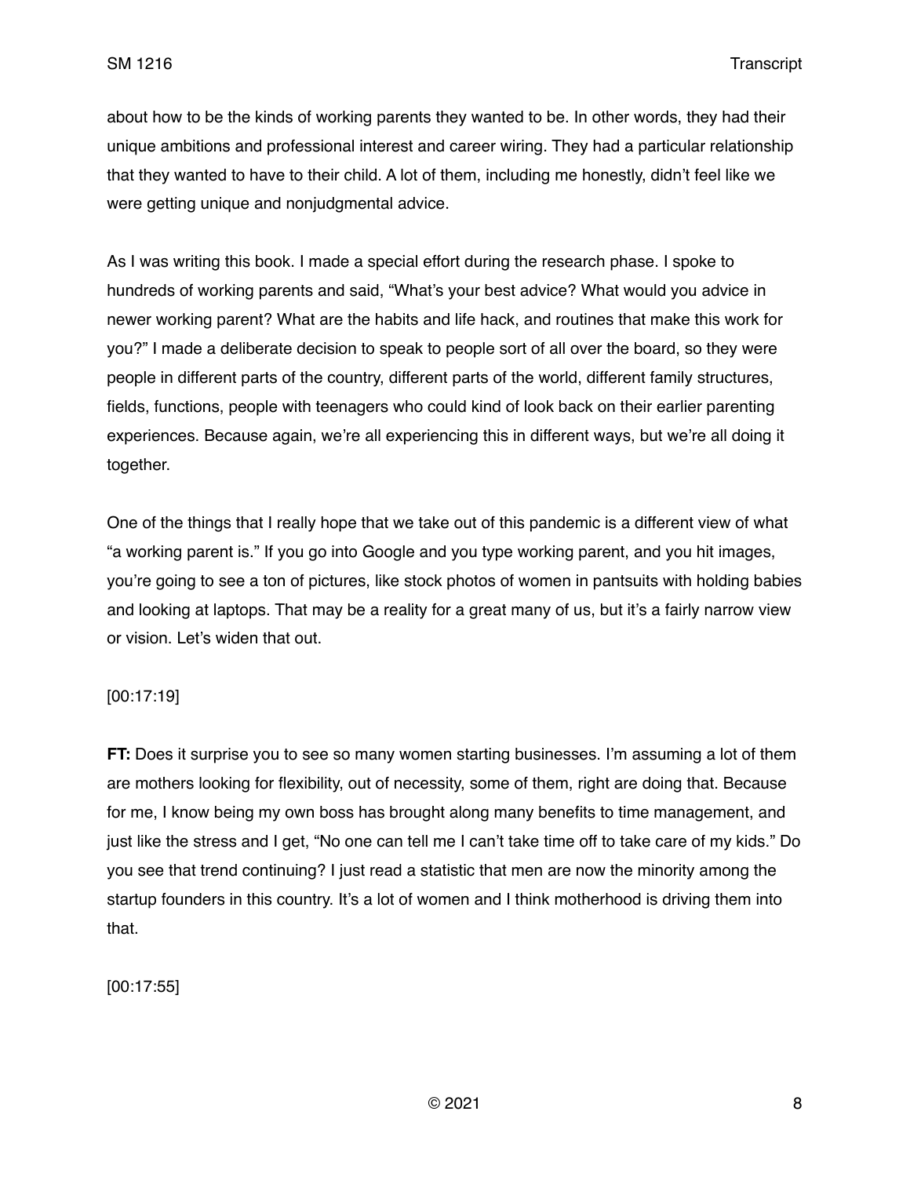about how to be the kinds of working parents they wanted to be. In other words, they had their unique ambitions and professional interest and career wiring. They had a particular relationship that they wanted to have to their child. A lot of them, including me honestly, didn't feel like we were getting unique and nonjudgmental advice.

As I was writing this book. I made a special effort during the research phase. I spoke to hundreds of working parents and said, "What's your best advice? What would you advice in newer working parent? What are the habits and life hack, and routines that make this work for you?" I made a deliberate decision to speak to people sort of all over the board, so they were people in different parts of the country, different parts of the world, different family structures, fields, functions, people with teenagers who could kind of look back on their earlier parenting experiences. Because again, we're all experiencing this in different ways, but we're all doing it together.

One of the things that I really hope that we take out of this pandemic is a different view of what "a working parent is." If you go into Google and you type working parent, and you hit images, you're going to see a ton of pictures, like stock photos of women in pantsuits with holding babies and looking at laptops. That may be a reality for a great many of us, but it's a fairly narrow view or vision. Let's widen that out.

[00:17:19]

**FT:** Does it surprise you to see so many women starting businesses. I'm assuming a lot of them are mothers looking for flexibility, out of necessity, some of them, right are doing that. Because for me, I know being my own boss has brought along many benefits to time management, and just like the stress and I get, "No one can tell me I can't take time off to take care of my kids." Do you see that trend continuing? I just read a statistic that men are now the minority among the startup founders in this country. It's a lot of women and I think motherhood is driving them into that.

[00:17:55]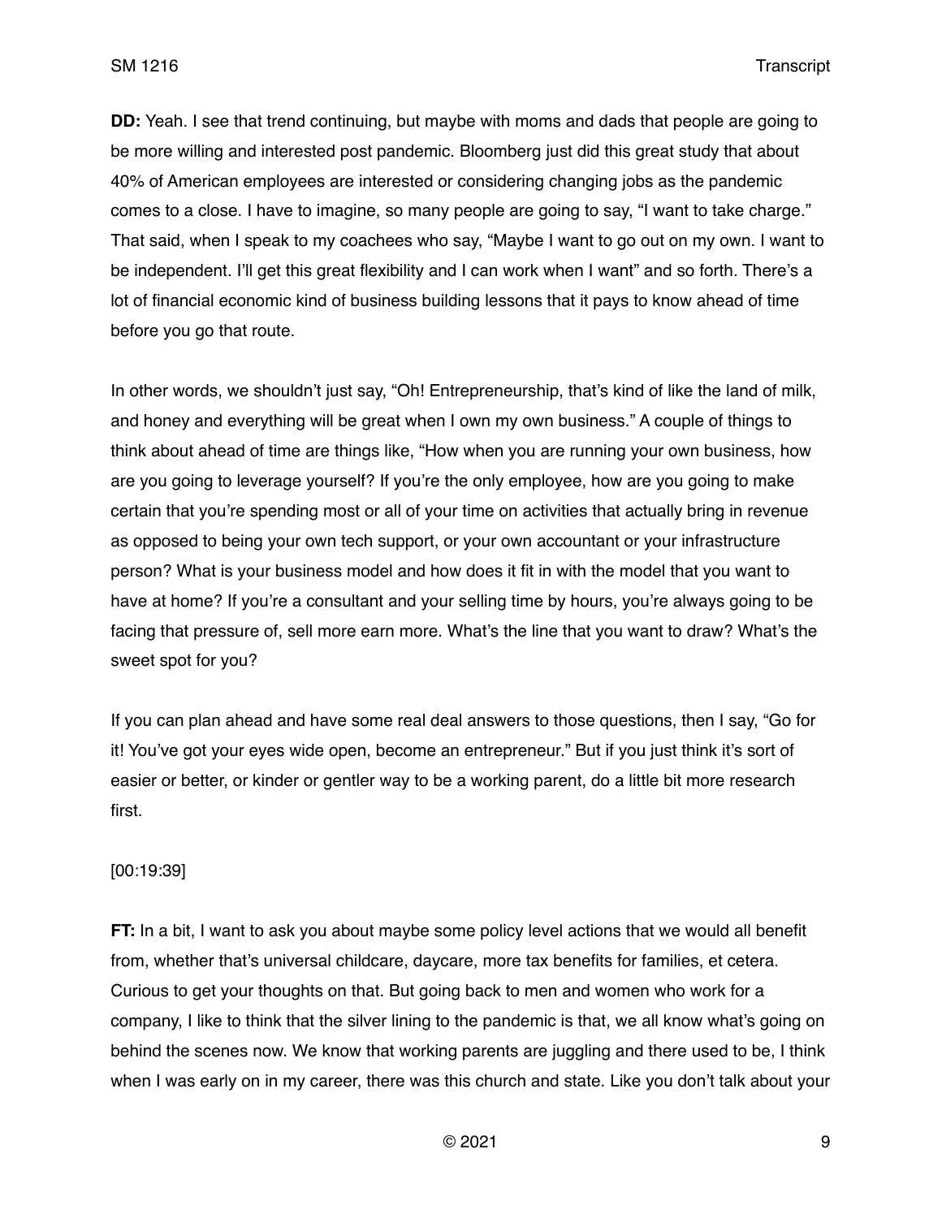**DD:** Yeah. I see that trend continuing, but maybe with moms and dads that people are going to be more willing and interested post pandemic. Bloomberg just did this great study that about 40% of American employees are interested or considering changing jobs as the pandemic comes to a close. I have to imagine, so many people are going to say, "I want to take charge." That said, when I speak to my coachees who say, "Maybe I want to go out on my own. I want to be independent. I'll get this great flexibility and I can work when I want" and so forth. There's a lot of financial economic kind of business building lessons that it pays to know ahead of time before you go that route.

In other words, we shouldn't just say, "Oh! Entrepreneurship, that's kind of like the land of milk, and honey and everything will be great when I own my own business." A couple of things to think about ahead of time are things like, "How when you are running your own business, how are you going to leverage yourself? If you're the only employee, how are you going to make certain that you're spending most or all of your time on activities that actually bring in revenue as opposed to being your own tech support, or your own accountant or your infrastructure person? What is your business model and how does it fit in with the model that you want to have at home? If you're a consultant and your selling time by hours, you're always going to be facing that pressure of, sell more earn more. What's the line that you want to draw? What's the sweet spot for you?

If you can plan ahead and have some real deal answers to those questions, then I say, "Go for it! You've got your eyes wide open, become an entrepreneur." But if you just think it's sort of easier or better, or kinder or gentler way to be a working parent, do a little bit more research first.

[00:19:39]

**FT:** In a bit, I want to ask you about maybe some policy level actions that we would all benefit from, whether that's universal childcare, daycare, more tax benefits for families, et cetera. Curious to get your thoughts on that. But going back to men and women who work for a company, I like to think that the silver lining to the pandemic is that, we all know what's going on behind the scenes now. We know that working parents are juggling and there used to be, I think when I was early on in my career, there was this church and state. Like you don't talk about your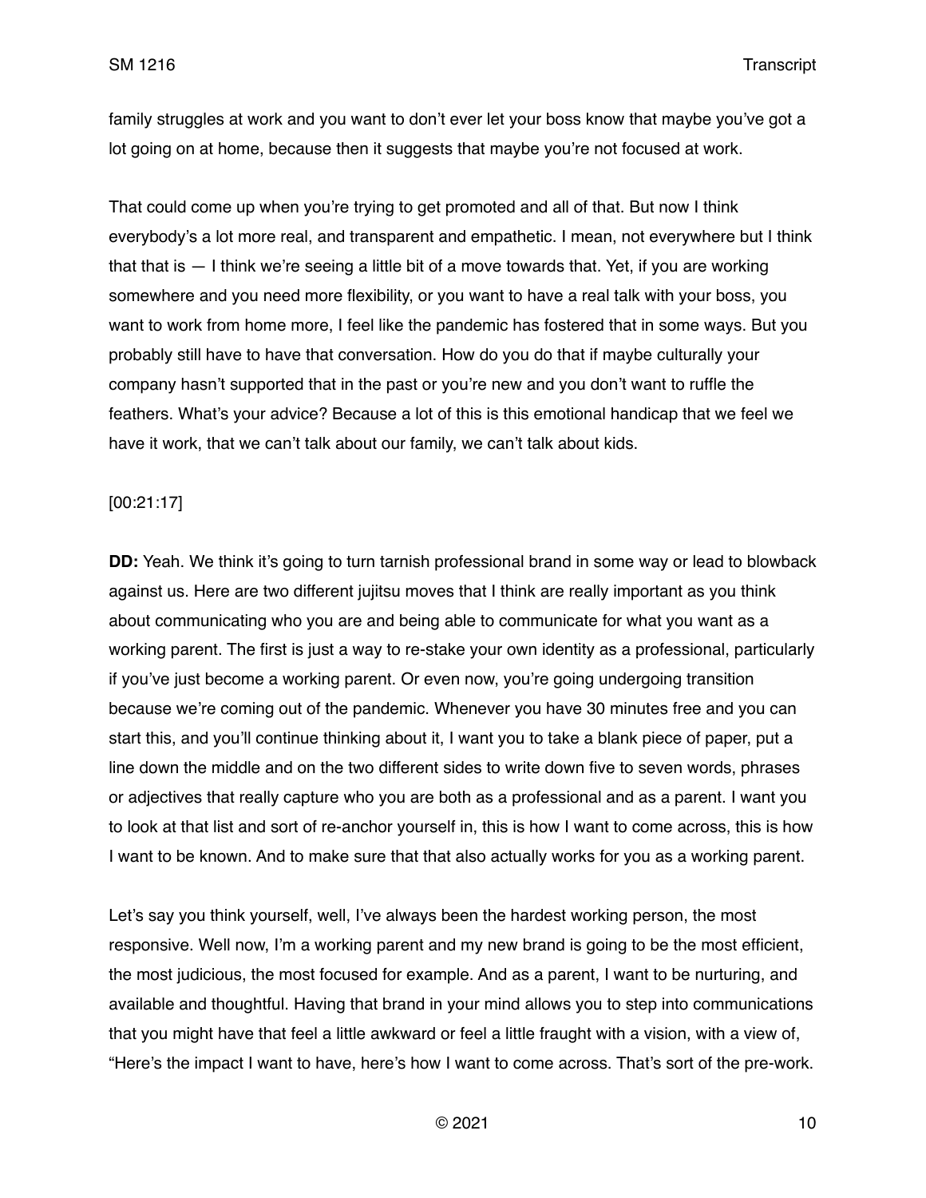family struggles at work and you want to don't ever let your boss know that maybe you've got a lot going on at home, because then it suggests that maybe you're not focused at work.

That could come up when you're trying to get promoted and all of that. But now I think everybody's a lot more real, and transparent and empathetic. I mean, not everywhere but I think that that is — I think we're seeing a little bit of a move towards that. Yet, if you are working somewhere and you need more flexibility, or you want to have a real talk with your boss, you want to work from home more, I feel like the pandemic has fostered that in some ways. But you probably still have to have that conversation. How do you do that if maybe culturally your company hasn't supported that in the past or you're new and you don't want to ruffle the feathers. What's your advice? Because a lot of this is this emotional handicap that we feel we have it work, that we can't talk about our family, we can't talk about kids.

[00:21:17]

**DD:** Yeah. We think it's going to turn tarnish professional brand in some way or lead to blowback against us. Here are two different jujitsu moves that I think are really important as you think about communicating who you are and being able to communicate for what you want as a working parent. The first is just a way to re-stake your own identity as a professional, particularly if you've just become a working parent. Or even now, you're going undergoing transition because we're coming out of the pandemic. Whenever you have 30 minutes free and you can start this, and you'll continue thinking about it, I want you to take a blank piece of paper, put a line down the middle and on the two different sides to write down five to seven words, phrases or adjectives that really capture who you are both as a professional and as a parent. I want you to look at that list and sort of re-anchor yourself in, this is how I want to come across, this is how I want to be known. And to make sure that that also actually works for you as a working parent.

Let's say you think yourself, well, I've always been the hardest working person, the most responsive. Well now, I'm a working parent and my new brand is going to be the most efficient, the most judicious, the most focused for example. And as a parent, I want to be nurturing, and available and thoughtful. Having that brand in your mind allows you to step into communications that you might have that feel a little awkward or feel a little fraught with a vision, with a view of, "Here's the impact I want to have, here's how I want to come across. That's sort of the pre-work.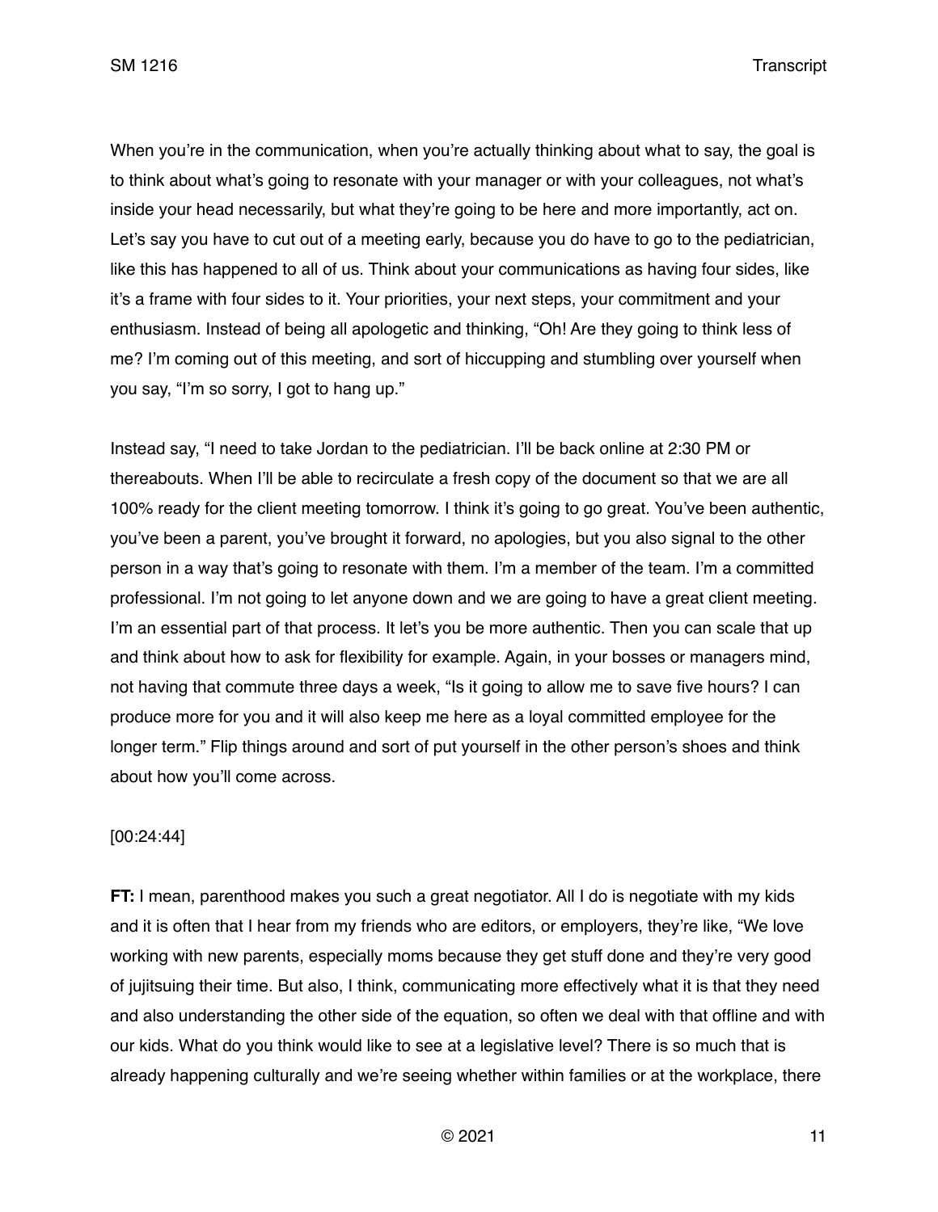When you're in the communication, when you're actually thinking about what to say, the goal is to think about what's going to resonate with your manager or with your colleagues, not what's inside your head necessarily, but what they're going to be here and more importantly, act on. Let's say you have to cut out of a meeting early, because you do have to go to the pediatrician, like this has happened to all of us. Think about your communications as having four sides, like it's a frame with four sides to it. Your priorities, your next steps, your commitment and your enthusiasm. Instead of being all apologetic and thinking, "Oh! Are they going to think less of me? I'm coming out of this meeting, and sort of hiccupping and stumbling over yourself when you say, "I'm so sorry, I got to hang up."

Instead say, "I need to take Jordan to the pediatrician. I'll be back online at 2:30 PM or thereabouts. When I'll be able to recirculate a fresh copy of the document so that we are all 100% ready for the client meeting tomorrow. I think it's going to go great. You've been authentic, you've been a parent, you've brought it forward, no apologies, but you also signal to the other person in a way that's going to resonate with them. I'm a member of the team. I'm a committed professional. I'm not going to let anyone down and we are going to have a great client meeting. I'm an essential part of that process. It let's you be more authentic. Then you can scale that up and think about how to ask for flexibility for example. Again, in your bosses or managers mind, not having that commute three days a week, "Is it going to allow me to save five hours? I can produce more for you and it will also keep me here as a loyal committed employee for the longer term." Flip things around and sort of put yourself in the other person's shoes and think about how you'll come across.

[00:24:44]

**FT:** I mean, parenthood makes you such a great negotiator. All I do is negotiate with my kids and it is often that I hear from my friends who are editors, or employers, they're like, "We love working with new parents, especially moms because they get stuff done and they're very good of jujitsuing their time. But also, I think, communicating more effectively what it is that they need and also understanding the other side of the equation, so often we deal with that offline and with our kids. What do you think would like to see at a legislative level? There is so much that is already happening culturally and we're seeing whether within families or at the workplace, there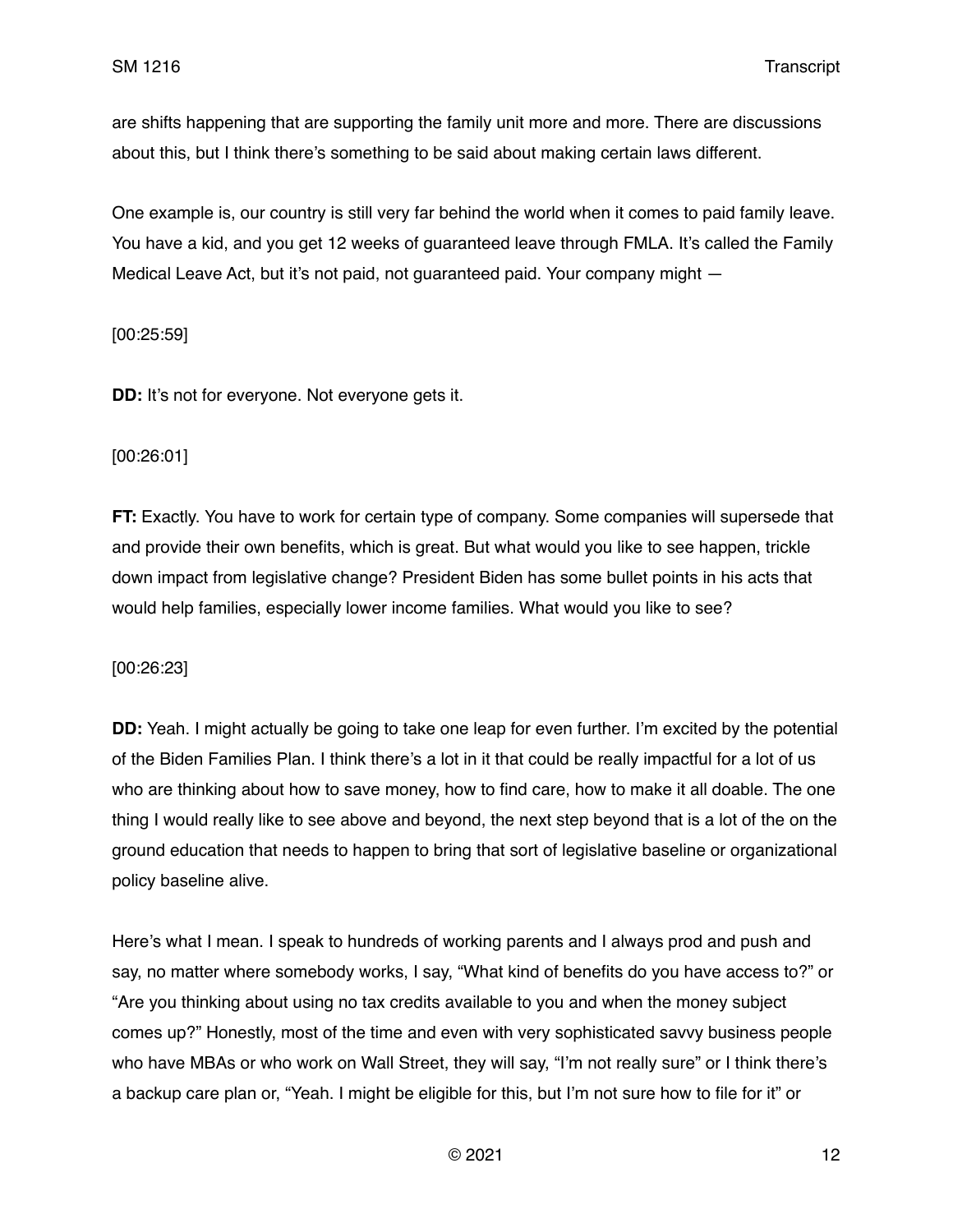are shifts happening that are supporting the family unit more and more. There are discussions about this, but I think there's something to be said about making certain laws different.

One example is, our country is still very far behind the world when it comes to paid family leave. You have a kid, and you get 12 weeks of guaranteed leave through FMLA. It's called the Family Medical Leave Act, but it's not paid, not guaranteed paid. Your company might —

[00:25:59]

**DD:** It's not for everyone. Not everyone gets it.

[00:26:01]

**FT:** Exactly. You have to work for certain type of company. Some companies will supersede that and provide their own benefits, which is great. But what would you like to see happen, trickle down impact from legislative change? President Biden has some bullet points in his acts that would help families, especially lower income families. What would you like to see?

[00:26:23]

**DD:** Yeah. I might actually be going to take one leap for even further. I'm excited by the potential of the Biden Families Plan. I think there's a lot in it that could be really impactful for a lot of us who are thinking about how to save money, how to find care, how to make it all doable. The one thing I would really like to see above and beyond, the next step beyond that is a lot of the on the ground education that needs to happen to bring that sort of legislative baseline or organizational policy baseline alive.

Here's what I mean. I speak to hundreds of working parents and I always prod and push and say, no matter where somebody works, I say, "What kind of benefits do you have access to?" or "Are you thinking about using no tax credits available to you and when the money subject comes up?" Honestly, most of the time and even with very sophisticated savvy business people who have MBAs or who work on Wall Street, they will say, "I'm not really sure" or I think there's a backup care plan or, "Yeah. I might be eligible for this, but I'm not sure how to file for it" or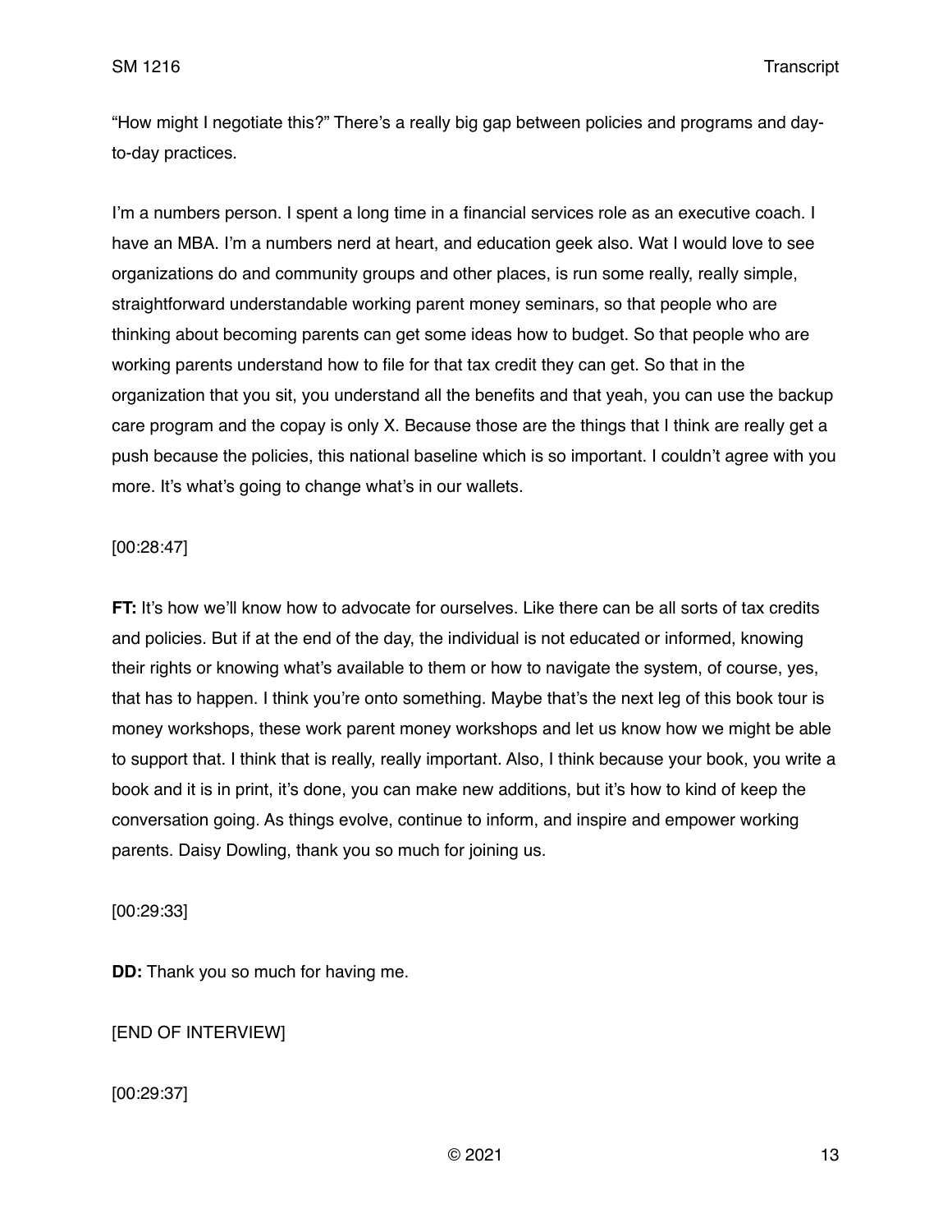"How might I negotiate this?" There's a really big gap between policies and programs and day-to-day practices.

I'm a numbers person. I spent a long time in a financial services role as an executive coach. I have an MBA. I'm a numbers nerd at heart, and education geek also. Wat I would love to see organizations do and community groups and other places, is run some really, really simple, straightforward understandable working parent money seminars, so that people who are thinking about becoming parents can get some ideas how to budget. So that people who are working parents understand how to file for that tax credit they can get. So that in the organization that you sit, you understand all the benefits and that yeah, you can use the backup care program and the copay is only X. Because those are the things that I think are really get a push because the policies, this national baseline which is so important. I couldn't agree with you more. It's what's going to change what's in our wallets.

[00:28:47]

**FT:** It's how we'll know how to advocate for ourselves. Like there can be all sorts of tax credits and policies. But if at the end of the day, the individual is not educated or informed, knowing their rights or knowing what's available to them or how to navigate the system, of course, yes, that has to happen. I think you're onto something. Maybe that's the next leg of this book tour is money workshops, these work parent money workshops and let us know how we might be able to support that. I think that is really, really important. Also, I think because your book, you write a book and it is in print, it's done, you can make new additions, but it's how to kind of keep the conversation going. As things evolve, continue to inform, and inspire and empower working parents. Daisy Dowling, thank you so much for joining us.

[00:29:33]

**DD:** Thank you so much for having me.

[END OF INTERVIEW]

[00:29:37]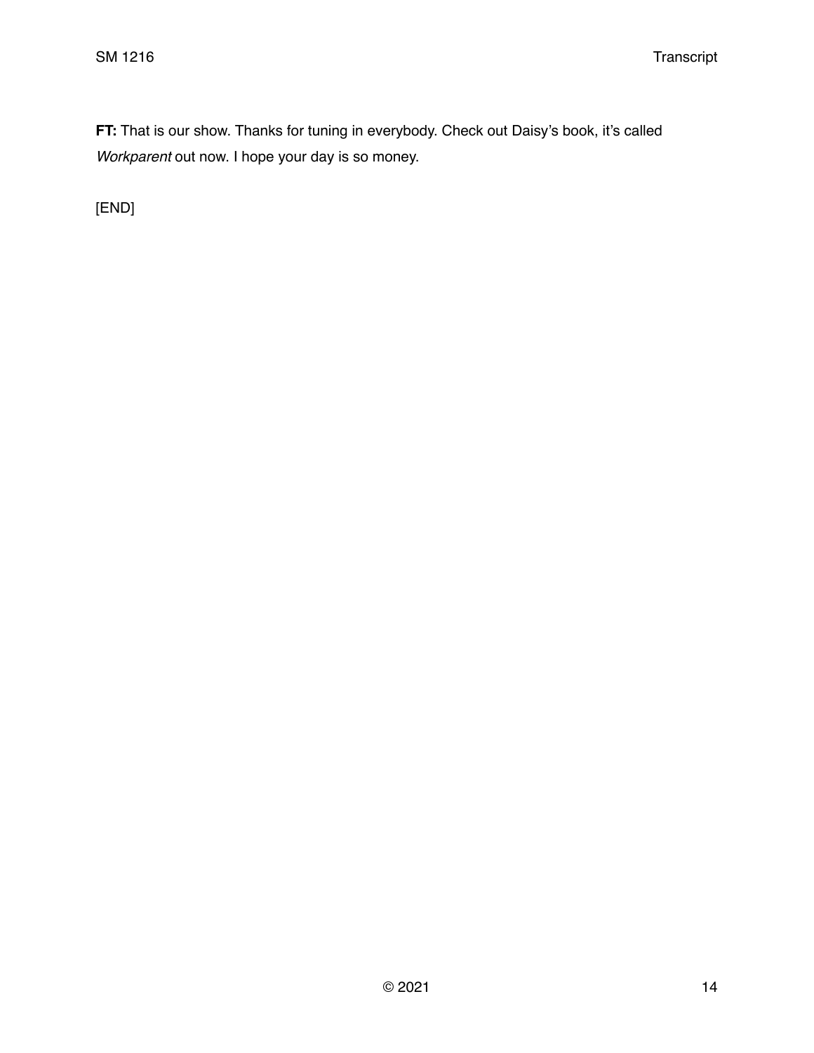**FT:** That is our show. Thanks for tuning in everybody. Check out Daisy's book, it's called *Workparent* out now. I hope your day is so money.

[END]